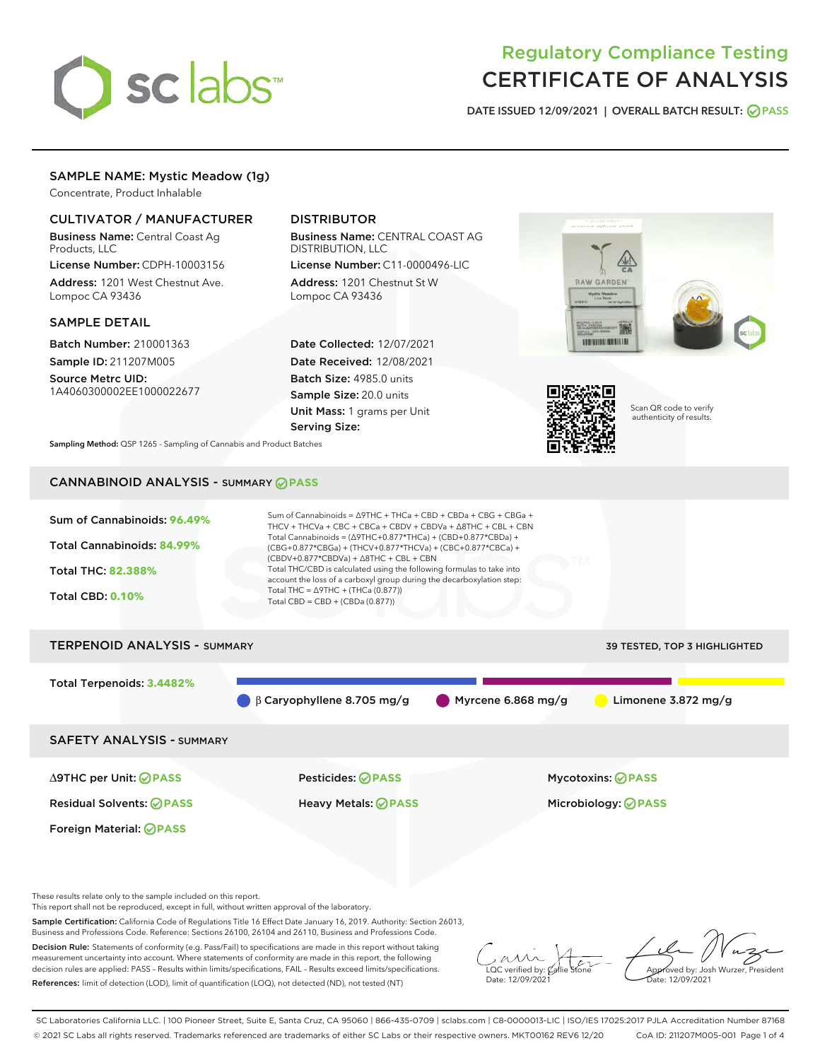# Regulatory Compliance Testing
# CERTIFICATE OF ANALYSIS

DATE ISSUED 12/09/2021 | OVERALL BATCH RESULT: PASS

## SAMPLE NAME: Mystic Meadow (1g)

Concentrate, Product Inhalable

### CULTIVATOR / MANUFACTURER

**Business Name:** Central Coast Ag Products, LLC

**License Number:** CDPH-10003156

**Address:** 1201 West Chestnut Ave. Lompoc CA 93436

### DISTRIBUTOR

**Business Name:** CENTRAL COAST AG DISTRIBUTION, LLC

**License Number:** C11-0000496-LIC

**Address:** 1201 Chestnut St W Lompoc CA 93436

### SAMPLE DETAIL

**Batch Number:** 210001363

**Sample ID:** 211207M005

**Source Metrc UID:** 1A4060300002EE1000022677

**Date Collected:** 12/07/2021

**Date Received:** 12/08/2021

**Batch Size:** 4985.0 units

**Sample Size:** 20.0 units

**Unit Mass:** 1 grams per Unit

**Serving Size:**

Scan QR code to verify authenticity of results.

**Sampling Method:** QSP 1265 - Sampling of Cannabis and Product Batches

## CANNABINOID ANALYSIS - SUMMARY PASS

Sum of Cannabinoids: **96.49%**

Total Cannabinoids: **84.99%**

Total THC: **82.388%**

Total CBD: **0.10%**

Sum of Cannabinoids = Δ9THC + THCa + CBD + CBDa + CBG + CBGa + THCV + THCVa + CBC + CBCa + CBDV + CBDVa + Δ8THC + CBL + CBN

Total Cannabinoids = (Δ9THC+0.877*THCa) + (CBD+0.877*CBDa) + (CBG+0.877*CBGa) + (THCV+0.877*THCVa) + (CBC+0.877*CBCa) + (CBDV+0.877*CBDVa) + Δ8THC + CBL + CBN

Total THC/CBD is calculated using the following formulas to take into account the loss of a carboxyl group during the decarboxylation step:

Total THC = Δ9THC + (THCa (0.877))

Total CBD = CBD + (CBDa (0.877))

## TERPENOID ANALYSIS - SUMMARY

39 TESTED, TOP 3 HIGHLIGHTED

Total Terpenoids: **3.4482%**

β Caryophyllene 8.705 mg/g | Myrcene 6.868 mg/g | Limonene 3.872 mg/g

## SAFETY ANALYSIS - SUMMARY

Δ9THC per Unit: PASS

Pesticides: PASS

Mycotoxins: PASS

Residual Solvents: PASS

Heavy Metals: PASS

Microbiology: PASS

Foreign Material: PASS

These results relate only to the sample included on this report.
This report shall not be reproduced, except in full, without written approval of the laboratory.

**Sample Certification:** California Code of Regulations Title 16 Effect Date January 16, 2019. Authority: Section 26013, Business and Professions Code. Reference: Sections 26100, 26104 and 26110, Business and Professions Code.

**Decision Rule:** Statements of conformity (e.g. Pass/Fail) to specifications are made in this report without taking measurement uncertainty into account. Where statements of conformity are made in this report, the following decision rules are applied: PASS – Results within limits/specifications, FAIL – Results exceed limits/specifications.

**References:** limit of detection (LOD), limit of quantification (LOQ), not detected (ND), not tested (NT)

LQC verified by: Callie Stone
Date: 12/09/2021

Approved by: Josh Wurzer, President
Date: 12/09/2021

SC Laboratories California LLC. | 100 Pioneer Street, Suite E, Santa Cruz, CA 95060 | 866-435-0709 | sclabs.com | C8-0000013-LIC | ISO/IES 17025:2017 PJLA Accreditation Number 87168
© 2021 SC Labs all rights reserved. Trademarks referenced are trademarks of either SC Labs or their respective owners. MKT00162 REV6 12/20 CoA ID: 211207M005-001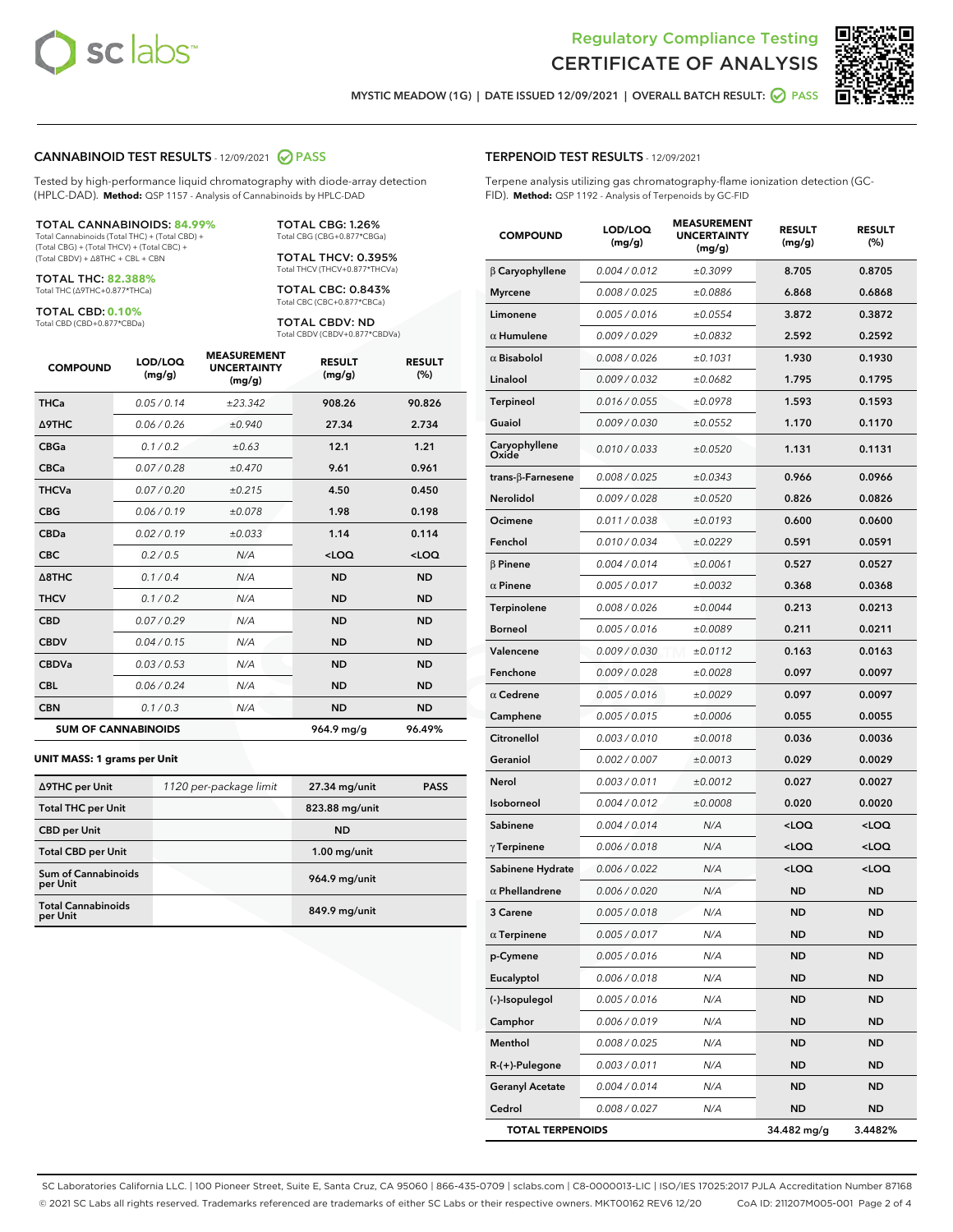# Regulatory Compliance Testing
# CERTIFICATE OF ANALYSIS

MYSTIC MEADOW (1G) | DATE ISSUED 12/09/2021 | OVERALL BATCH RESULT: PASS

## CANNABINOID TEST RESULTS - 12/09/2021 PASS

Tested by high-performance liquid chromatography with diode-array detection (HPLC-DAD). **Method:** QSP 1157 - Analysis of Cannabinoids by HPLC-DAD

**TOTAL CANNABINOIDS: 84.99%**
Total Cannabinoids (Total THC) + (Total CBD) + (Total CBG) + (Total THCV) + (Total CBC) + (Total CBDV) + Δ8THC + CBL + CBN

**TOTAL THC: 82.388%**
Total THC (Δ9THC+0.877*THCa)

**TOTAL CBD: 0.10%**
Total CBD (CBD+0.877*CBDa)

**TOTAL CBG: 1.26%**
Total CBG (CBG+0.877*CBGa)

**TOTAL THCV: 0.395%**
Total THCV (THCV+0.877*THCVa)

**TOTAL CBC: 0.843%**
Total CBC (CBC+0.877*CBCa)

**TOTAL CBDV: ND**
Total CBDV (CBDV+0.877*CBDVa)

| COMPOUND | LOD/LOQ (mg/g) | MEASUREMENT UNCERTAINTY (mg/g) | RESULT (mg/g) | RESULT (%) |
|---|---|---|---|---|
| THCa | 0.05 / 0.14 | ±23.342 | 908.26 | 90.826 |
| Δ9THC | 0.06 / 0.26 | ±0.940 | 27.34 | 2.734 |
| CBGa | 0.1 / 0.2 | ±0.63 | 12.1 | 1.21 |
| CBCa | 0.07 / 0.28 | ±0.470 | 9.61 | 0.961 |
| THCVa | 0.07 / 0.20 | ±0.215 | 4.50 | 0.450 |
| CBG | 0.06 / 0.19 | ±0.078 | 1.98 | 0.198 |
| CBDa | 0.02 / 0.19 | ±0.033 | 1.14 | 0.114 |
| CBC | 0.2 / 0.5 | N/A | <LOQ | <LOQ |
| Δ8THC | 0.1 / 0.4 | N/A | ND | ND |
| THCV | 0.1 / 0.2 | N/A | ND | ND |
| CBD | 0.07 / 0.29 | N/A | ND | ND |
| CBDV | 0.04 / 0.15 | N/A | ND | ND |
| CBDVa | 0.03 / 0.53 | N/A | ND | ND |
| CBL | 0.06 / 0.24 | N/A | ND | ND |
| CBN | 0.1 / 0.3 | N/A | ND | ND |
| **SUM OF CANNABINOIDS** | | | **964.9 mg/g** | **96.49%** |

### UNIT MASS: 1 grams per Unit

| | | | |
|---|---|---|---|
| Δ9THC per Unit | 1120 per-package limit | 27.34 mg/unit | PASS |
| Total THC per Unit | | 823.88 mg/unit | |
| CBD per Unit | | ND | |
| Total CBD per Unit | | 1.00 mg/unit | |
| Sum of Cannabinoids per Unit | | 964.9 mg/unit | |
| Total Cannabinoids per Unit | | 849.9 mg/unit | |

## TERPENOID TEST RESULTS - 12/09/2021

Terpene analysis utilizing gas chromatography-flame ionization detection (GC-FID). **Method:** QSP 1192 - Analysis of Terpenoids by GC-FID

| COMPOUND | LOD/LOQ (mg/g) | MEASUREMENT UNCERTAINTY (mg/g) | RESULT (mg/g) | RESULT (%) |
|---|---|---|---|---|
| β Caryophyllene | 0.004 / 0.012 | ±0.3099 | 8.705 | 0.8705 |
| Myrcene | 0.008 / 0.025 | ±0.0886 | 6.868 | 0.6868 |
| Limonene | 0.005 / 0.016 | ±0.0554 | 3.872 | 0.3872 |
| α Humulene | 0.009 / 0.029 | ±0.0832 | 2.592 | 0.2592 |
| α Bisabolol | 0.008 / 0.026 | ±0.1031 | 1.930 | 0.1930 |
| Linalool | 0.009 / 0.032 | ±0.0682 | 1.795 | 0.1795 |
| Terpineol | 0.016 / 0.055 | ±0.0978 | 1.593 | 0.1593 |
| Guaiol | 0.009 / 0.030 | ±0.0552 | 1.170 | 0.1170 |
| Caryophyllene Oxide | 0.010 / 0.033 | ±0.0520 | 1.131 | 0.1131 |
| trans-β-Farnesene | 0.008 / 0.025 | ±0.0343 | 0.966 | 0.0966 |
| Nerolidol | 0.009 / 0.028 | ±0.0520 | 0.826 | 0.0826 |
| Ocimene | 0.011 / 0.038 | ±0.0193 | 0.600 | 0.0600 |
| Fenchol | 0.010 / 0.034 | ±0.0229 | 0.591 | 0.0591 |
| β Pinene | 0.004 / 0.014 | ±0.0061 | 0.527 | 0.0527 |
| α Pinene | 0.005 / 0.017 | ±0.0032 | 0.368 | 0.0368 |
| Terpinolene | 0.008 / 0.026 | ±0.0044 | 0.213 | 0.0213 |
| Borneol | 0.005 / 0.016 | ±0.0089 | 0.211 | 0.0211 |
| Valencene | 0.009 / 0.030 | ±0.0112 | 0.163 | 0.0163 |
| Fenchone | 0.009 / 0.028 | ±0.0028 | 0.097 | 0.0097 |
| α Cedrene | 0.005 / 0.016 | ±0.0029 | 0.097 | 0.0097 |
| Camphene | 0.005 / 0.015 | ±0.0006 | 0.055 | 0.0055 |
| Citronellol | 0.003 / 0.010 | ±0.0018 | 0.036 | 0.0036 |
| Geraniol | 0.002 / 0.007 | ±0.0013 | 0.029 | 0.0029 |
| Nerol | 0.003 / 0.011 | ±0.0012 | 0.027 | 0.0027 |
| Isoborneol | 0.004 / 0.012 | ±0.0008 | 0.020 | 0.0020 |
| Sabinene | 0.004 / 0.014 | N/A | <LOQ | <LOQ |
| γ Terpinene | 0.006 / 0.018 | N/A | <LOQ | <LOQ |
| Sabinene Hydrate | 0.006 / 0.022 | N/A | <LOQ | <LOQ |
| α Phellandrene | 0.006 / 0.020 | N/A | ND | ND |
| 3 Carene | 0.005 / 0.018 | N/A | ND | ND |
| α Terpinene | 0.005 / 0.017 | N/A | ND | ND |
| p-Cymene | 0.005 / 0.016 | N/A | ND | ND |
| Eucalyptol | 0.006 / 0.018 | N/A | ND | ND |
| (-)-Isopulegol | 0.005 / 0.016 | N/A | ND | ND |
| Camphor | 0.006 / 0.019 | N/A | ND | ND |
| Menthol | 0.008 / 0.025 | N/A | ND | ND |
| R-(+)-Pulegone | 0.003 / 0.011 | N/A | ND | ND |
| Geranyl Acetate | 0.004 / 0.014 | N/A | ND | ND |
| Cedrol | 0.008 / 0.027 | N/A | ND | ND |
| **TOTAL TERPENOIDS** | | | **34.482 mg/g** | **3.4482%** |

SC Laboratories California LLC. | 100 Pioneer Street, Suite E, Santa Cruz, CA 95060 | 866-435-0709 | sclabs.com | C8-0000013-LIC | ISO/IES 17025:2017 PJLA Accreditation Number 87168
© 2021 SC Labs all rights reserved. Trademarks referenced are trademarks of either SC Labs or their respective owners. MKT00162 REV6 12/20 CoA ID: 211207M005-001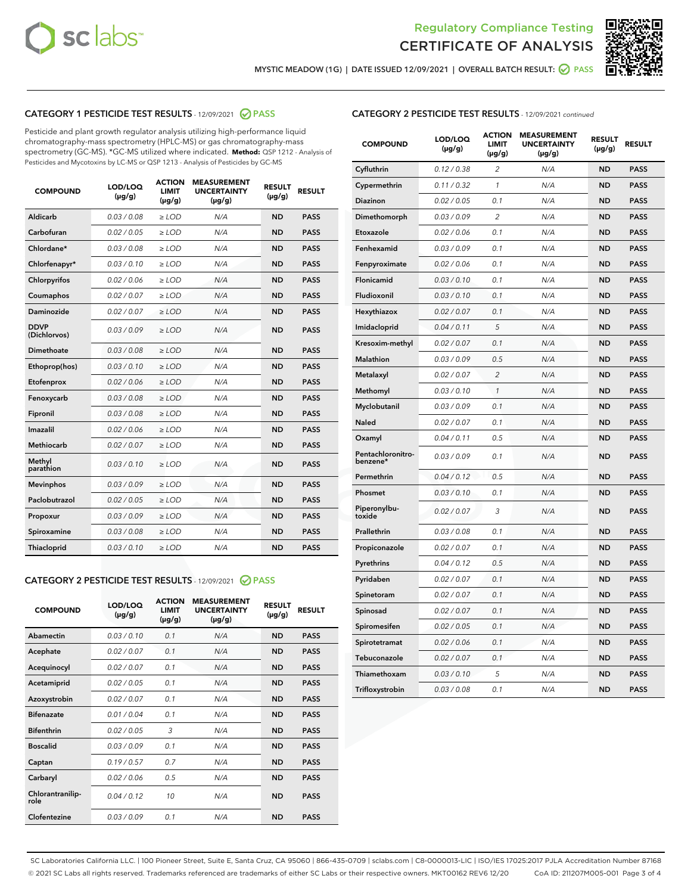# Regulatory Compliance Testing
# CERTIFICATE OF ANALYSIS

MYSTIC MEADOW (1G) | DATE ISSUED 12/09/2021 | OVERALL BATCH RESULT: PASS

## CATEGORY 1 PESTICIDE TEST RESULTS - 12/09/2021 PASS

Pesticide and plant growth regulator analysis utilizing high-performance liquid chromatography-mass spectrometry (HPLC-MS) or gas chromatography-mass spectrometry (GC-MS). *GC-MS utilized where indicated. **Method:** QSP 1212 - Analysis of Pesticides and Mycotoxins by LC-MS or QSP 1213 - Analysis of Pesticides by GC-MS

| COMPOUND | LOD/LOQ (µg/g) | ACTION LIMIT (µg/g) | MEASUREMENT UNCERTAINTY (µg/g) | RESULT (µg/g) | RESULT |
|---|---|---|---|---|---|
| Aldicarb | 0.03 / 0.08 | ≥ LOD | N/A | ND | PASS |
| Carbofuran | 0.02 / 0.05 | ≥ LOD | N/A | ND | PASS |
| Chlordane* | 0.03 / 0.08 | ≥ LOD | N/A | ND | PASS |
| Chlorfenapyr* | 0.03 / 0.10 | ≥ LOD | N/A | ND | PASS |
| Chlorpyrifos | 0.02 / 0.06 | ≥ LOD | N/A | ND | PASS |
| Coumaphos | 0.02 / 0.07 | ≥ LOD | N/A | ND | PASS |
| Daminozide | 0.02 / 0.07 | ≥ LOD | N/A | ND | PASS |
| DDVP (Dichlorvos) | 0.03 / 0.09 | ≥ LOD | N/A | ND | PASS |
| Dimethoate | 0.03 / 0.08 | ≥ LOD | N/A | ND | PASS |
| Ethoprop(hos) | 0.03 / 0.10 | ≥ LOD | N/A | ND | PASS |
| Etofenprox | 0.02 / 0.06 | ≥ LOD | N/A | ND | PASS |
| Fenoxycarb | 0.03 / 0.08 | ≥ LOD | N/A | ND | PASS |
| Fipronil | 0.03 / 0.08 | ≥ LOD | N/A | ND | PASS |
| Imazalil | 0.02 / 0.06 | ≥ LOD | N/A | ND | PASS |
| Methiocarb | 0.02 / 0.07 | ≥ LOD | N/A | ND | PASS |
| Methyl parathion | 0.03 / 0.10 | ≥ LOD | N/A | ND | PASS |
| Mevinphos | 0.03 / 0.09 | ≥ LOD | N/A | ND | PASS |
| Paclobutrazol | 0.02 / 0.05 | ≥ LOD | N/A | ND | PASS |
| Propoxur | 0.03 / 0.09 | ≥ LOD | N/A | ND | PASS |
| Spiroxamine | 0.03 / 0.08 | ≥ LOD | N/A | ND | PASS |
| Thiacloprid | 0.03 / 0.10 | ≥ LOD | N/A | ND | PASS |

## CATEGORY 2 PESTICIDE TEST RESULTS - 12/09/2021 PASS

| COMPOUND | LOD/LOQ (µg/g) | ACTION LIMIT (µg/g) | MEASUREMENT UNCERTAINTY (µg/g) | RESULT (µg/g) | RESULT |
|---|---|---|---|---|---|
| Abamectin | 0.03 / 0.10 | 0.1 | N/A | ND | PASS |
| Acephate | 0.02 / 0.07 | 0.1 | N/A | ND | PASS |
| Acequinocyl | 0.02 / 0.07 | 0.1 | N/A | ND | PASS |
| Acetamiprid | 0.02 / 0.05 | 0.1 | N/A | ND | PASS |
| Azoxystrobin | 0.02 / 0.07 | 0.1 | N/A | ND | PASS |
| Bifenazate | 0.01 / 0.04 | 0.1 | N/A | ND | PASS |
| Bifenthrin | 0.02 / 0.05 | 3 | N/A | ND | PASS |
| Boscalid | 0.03 / 0.09 | 0.1 | N/A | ND | PASS |
| Captan | 0.19 / 0.57 | 0.7 | N/A | ND | PASS |
| Carbaryl | 0.02 / 0.06 | 0.5 | N/A | ND | PASS |
| Chlorantraniliprole | 0.04 / 0.12 | 10 | N/A | ND | PASS |
| Clofentezine | 0.03 / 0.09 | 0.1 | N/A | ND | PASS |
| Cyfluthrin | 0.12 / 0.38 | 2 | N/A | ND | PASS |
| Cypermethrin | 0.11 / 0.32 | 1 | N/A | ND | PASS |
| Diazinon | 0.02 / 0.05 | 0.1 | N/A | ND | PASS |
| Dimethomorph | 0.03 / 0.09 | 2 | N/A | ND | PASS |
| Etoxazole | 0.02 / 0.06 | 0.1 | N/A | ND | PASS |
| Fenhexamid | 0.03 / 0.09 | 0.1 | N/A | ND | PASS |
| Fenpyroximate | 0.02 / 0.06 | 0.1 | N/A | ND | PASS |
| Flonicamid | 0.03 / 0.10 | 0.1 | N/A | ND | PASS |
| Fludioxonil | 0.03 / 0.10 | 0.1 | N/A | ND | PASS |
| Hexythiazox | 0.02 / 0.07 | 0.1 | N/A | ND | PASS |
| Imidacloprid | 0.04 / 0.11 | 5 | N/A | ND | PASS |
| Kresoxim-methyl | 0.02 / 0.07 | 0.1 | N/A | ND | PASS |
| Malathion | 0.03 / 0.09 | 0.5 | N/A | ND | PASS |
| Metalaxyl | 0.02 / 0.07 | 2 | N/A | ND | PASS |
| Methomyl | 0.03 / 0.10 | 1 | N/A | ND | PASS |
| Myclobutanil | 0.03 / 0.09 | 0.1 | N/A | ND | PASS |
| Naled | 0.02 / 0.07 | 0.1 | N/A | ND | PASS |
| Oxamyl | 0.04 / 0.11 | 0.5 | N/A | ND | PASS |
| Pentachloronitrobenzene* | 0.03 / 0.09 | 0.1 | N/A | ND | PASS |
| Permethrin | 0.04 / 0.12 | 0.5 | N/A | ND | PASS |
| Phosmet | 0.03 / 0.10 | 0.1 | N/A | ND | PASS |
| Piperonylbutoxide | 0.02 / 0.07 | 3 | N/A | ND | PASS |
| Prallethrin | 0.03 / 0.08 | 0.1 | N/A | ND | PASS |
| Propiconazole | 0.02 / 0.07 | 0.1 | N/A | ND | PASS |
| Pyrethrins | 0.04 / 0.12 | 0.5 | N/A | ND | PASS |
| Pyridaben | 0.02 / 0.07 | 0.1 | N/A | ND | PASS |
| Spinetoram | 0.02 / 0.07 | 0.1 | N/A | ND | PASS |
| Spinosad | 0.02 / 0.07 | 0.1 | N/A | ND | PASS |
| Spiromesifen | 0.02 / 0.05 | 0.1 | N/A | ND | PASS |
| Spirotetramat | 0.02 / 0.06 | 0.1 | N/A | ND | PASS |
| Tebuconazole | 0.02 / 0.07 | 0.1 | N/A | ND | PASS |
| Thiamethoxam | 0.03 / 0.10 | 5 | N/A | ND | PASS |
| Trifloxystrobin | 0.03 / 0.08 | 0.1 | N/A | ND | PASS |

SC Laboratories California LLC. | 100 Pioneer Street, Suite E, Santa Cruz, CA 95060 | 866-435-0709 | sclabs.com | C8-0000013-LIC | ISO/IES 17025:2017 PJLA Accreditation Number 87168
© 2021 SC Labs all rights reserved. Trademarks referenced are trademarks of either SC Labs or their respective owners. MKT00162 REV6 12/20 CoA ID: 211207M005-001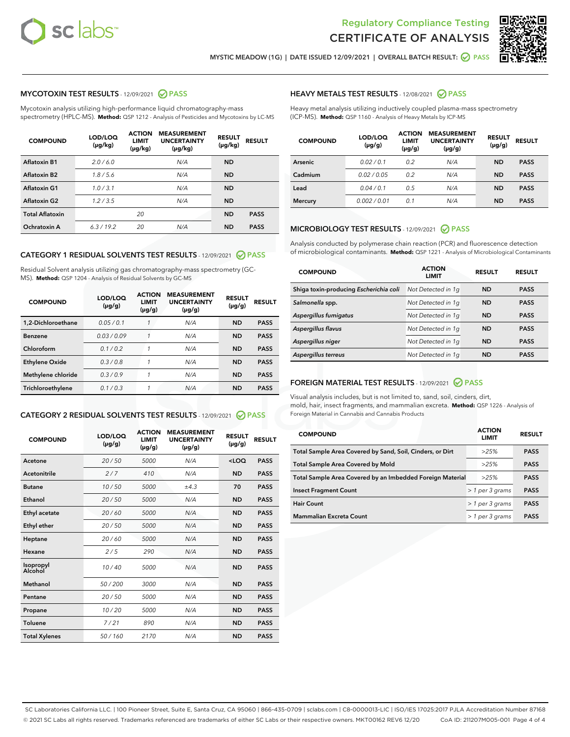Regulatory Compliance Testing

# CERTIFICATE OF ANALYSIS

MYSTIC MEADOW (1G) | DATE ISSUED 12/09/2021 | OVERALL BATCH RESULT: PASS

## MYCOTOXIN TEST RESULTS - 12/09/2021 PASS

Mycotoxin analysis utilizing high-performance liquid chromatography-mass spectrometry (HPLC-MS). **Method:** QSP 1212 - Analysis of Pesticides and Mycotoxins by LC-MS

| COMPOUND | LOD/LOQ (µg/kg) | ACTION LIMIT (µg/kg) | MEASUREMENT UNCERTAINTY (µg/kg) | RESULT (µg/kg) | RESULT |
|---|---|---|---|---|---|
| Aflatoxin B1 | 2.0 / 6.0 | | N/A | ND | |
| Aflatoxin B2 | 1.8 / 5.6 | | N/A | ND | |
| Aflatoxin G1 | 1.0 / 3.1 | | N/A | ND | |
| Aflatoxin G2 | 1.2 / 3.5 | | N/A | ND | |
| Total Aflatoxin | | 20 | | ND | PASS |
| Ochratoxin A | 6.3 / 19.2 | 20 | N/A | ND | PASS |

## CATEGORY 1 RESIDUAL SOLVENTS TEST RESULTS - 12/09/2021 PASS

Residual Solvent analysis utilizing gas chromatography-mass spectrometry (GC-MS). **Method:** QSP 1204 - Analysis of Residual Solvents by GC-MS

| COMPOUND | LOD/LOQ (µg/g) | ACTION LIMIT (µg/g) | MEASUREMENT UNCERTAINTY (µg/g) | RESULT (µg/g) | RESULT |
|---|---|---|---|---|---|
| 1,2-Dichloroethane | 0.05 / 0.1 | 1 | N/A | ND | PASS |
| Benzene | 0.03 / 0.09 | 1 | N/A | ND | PASS |
| Chloroform | 0.1 / 0.2 | 1 | N/A | ND | PASS |
| Ethylene Oxide | 0.3 / 0.8 | 1 | N/A | ND | PASS |
| Methylene chloride | 0.3 / 0.9 | 1 | N/A | ND | PASS |
| Trichloroethylene | 0.1 / 0.3 | 1 | N/A | ND | PASS |

## CATEGORY 2 RESIDUAL SOLVENTS TEST RESULTS - 12/09/2021 PASS

| COMPOUND | LOD/LOQ (µg/g) | ACTION LIMIT (µg/g) | MEASUREMENT UNCERTAINTY (µg/g) | RESULT (µg/g) | RESULT |
|---|---|---|---|---|---|
| Acetone | 20 / 50 | 5000 | N/A | <LOQ | PASS |
| Acetonitrile | 2 / 7 | 410 | N/A | ND | PASS |
| Butane | 10 / 50 | 5000 | ±4.3 | 70 | PASS |
| Ethanol | 20 / 50 | 5000 | N/A | ND | PASS |
| Ethyl acetate | 20 / 60 | 5000 | N/A | ND | PASS |
| Ethyl ether | 20 / 50 | 5000 | N/A | ND | PASS |
| Heptane | 20 / 60 | 5000 | N/A | ND | PASS |
| Hexane | 2 / 5 | 290 | N/A | ND | PASS |
| Isopropyl Alcohol | 10 / 40 | 5000 | N/A | ND | PASS |
| Methanol | 50 / 200 | 3000 | N/A | ND | PASS |
| Pentane | 20 / 50 | 5000 | N/A | ND | PASS |
| Propane | 10 / 20 | 5000 | N/A | ND | PASS |
| Toluene | 7 / 21 | 890 | N/A | ND | PASS |
| Total Xylenes | 50 / 160 | 2170 | N/A | ND | PASS |

## HEAVY METALS TEST RESULTS - 12/08/2021 PASS

Heavy metal analysis utilizing inductively coupled plasma-mass spectrometry (ICP-MS). **Method:** QSP 1160 - Analysis of Heavy Metals by ICP-MS

| COMPOUND | LOD/LOQ (µg/g) | ACTION LIMIT (µg/g) | MEASUREMENT UNCERTAINTY (µg/g) | RESULT (µg/g) | RESULT |
|---|---|---|---|---|---|
| Arsenic | 0.02 / 0.1 | 0.2 | N/A | ND | PASS |
| Cadmium | 0.02 / 0.05 | 0.2 | N/A | ND | PASS |
| Lead | 0.04 / 0.1 | 0.5 | N/A | ND | PASS |
| Mercury | 0.002 / 0.01 | 0.1 | N/A | ND | PASS |

## MICROBIOLOGY TEST RESULTS - 12/09/2021 PASS

Analysis conducted by polymerase chain reaction (PCR) and fluorescence detection of microbiological contaminants. **Method:** QSP 1221 - Analysis of Microbiological Contaminants

| COMPOUND | ACTION LIMIT | RESULT | RESULT |
|---|---|---|---|
| Shiga toxin-producing *Escherichia coli* | Not Detected in 1g | ND | PASS |
| *Salmonella* spp. | Not Detected in 1g | ND | PASS |
| *Aspergillus fumigatus* | Not Detected in 1g | ND | PASS |
| *Aspergillus flavus* | Not Detected in 1g | ND | PASS |
| *Aspergillus niger* | Not Detected in 1g | ND | PASS |
| *Aspergillus terreus* | Not Detected in 1g | ND | PASS |

## FOREIGN MATERIAL TEST RESULTS - 12/09/2021 PASS

Visual analysis includes, but is not limited to, sand, soil, cinders, dirt, mold, hair, insect fragments, and mammalian excreta. **Method:** QSP 1226 - Analysis of Foreign Material in Cannabis and Cannabis Products

| COMPOUND | ACTION LIMIT | RESULT |
|---|---|---|
| Total Sample Area Covered by Sand, Soil, Cinders, or Dirt | >25% | PASS |
| Total Sample Area Covered by Mold | >25% | PASS |
| Total Sample Area Covered by an Imbedded Foreign Material | >25% | PASS |
| Insect Fragment Count | > 1 per 3 grams | PASS |
| Hair Count | > 1 per 3 grams | PASS |
| Mammalian Excreta Count | > 1 per 3 grams | PASS |

SC Laboratories California LLC. | 100 Pioneer Street, Suite E, Santa Cruz, CA 95060 | 866-435-0709 | sclabs.com | C8-0000013-LIC | ISO/IES 17025:2017 PJLA Accreditation Number 87168
© 2021 SC Labs all rights reserved. Trademarks referenced are trademarks of either SC Labs or their respective owners. MKT00162 REV6 12/20 CoA ID: 211207M005-001